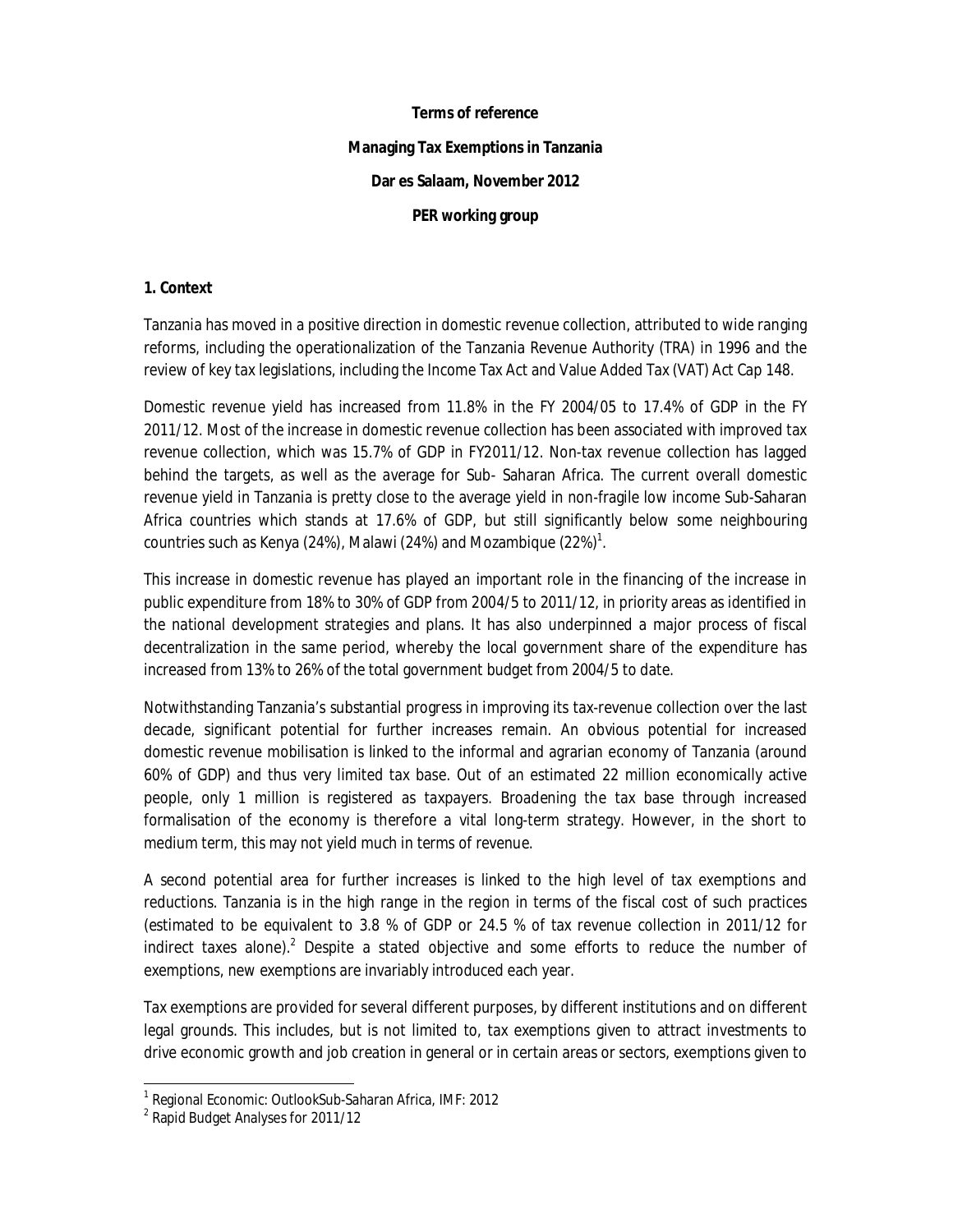**Terms of reference**

**Managing Tax Exemptions in Tanzania**

**Dar es Salaam, November 2012**

**PER working group**

## 1. Context

Tanzania has moved in a positive direction in domestic revenue collection, attributed to wide ranging reforms, including the operationalization of the Tanzania Revenue Authority (TRA) in 1996 and the review of key tax legislations, including the Income Tax Act and Value Added Tax (VAT) Act Cap 148.

Domestic revenue yield has increased from 11.8% in the FY 2004/05 to 17.4% of GDP in the FY 2011/12. Most of the increase in domestic revenue collection has been associated with improved tax revenue collection, which was 15.7% of GDP in FY2011/12. Non-tax revenue collection has lagged behind the targets, as well as the average for Sub- Saharan Africa. The current overall domestic revenue yield in Tanzania is pretty close to the average yield in non-fragile low income Sub-Saharan Africa countries which stands at 17.6% of GDP, but still significantly below some neighbouring countries such as Kenya (24%), Malawi (24%) and Mozambique (22%)[1].

This increase in domestic revenue has played an important role in the financing of the increase in public expenditure from 18% to 30% of GDP from 2004/5 to 2011/12, in priority areas as identified in the national development strategies and plans. It has also underpinned a major process of fiscal decentralization in the same period, whereby the local government share of the expenditure has increased from 13% to 26% of the total government budget from 2004/5 to date.

Notwithstanding Tanzania's substantial progress in improving its tax-revenue collection over the last decade, significant potential for further increases remain. An obvious potential for increased domestic revenue mobilisation is linked to the informal and agrarian economy of Tanzania (around 60% of GDP) and thus very limited tax base. Out of an estimated 22 million economically active people, only 1 million is registered as taxpayers. Broadening the tax base through increased formalisation of the economy is therefore a vital long-term strategy. However, in the short to medium term, this may not yield much in terms of revenue.

A second potential area for further increases is linked to the high level of tax exemptions and reductions. Tanzania is in the high range in the region in terms of the fiscal cost of such practices (estimated to be equivalent to 3.8 % of GDP or 24.5 % of tax revenue collection in 2011/12 for indirect taxes alone).[2] Despite a stated objective and some efforts to reduce the number of exemptions, new exemptions are invariably introduced each year.

Tax exemptions are provided for several different purposes, by different institutions and on different legal grounds. This includes, but is not limited to, tax exemptions given to attract investments to drive economic growth and job creation in general or in certain areas or sectors, exemptions given to

[1] Regional Economic: OutlookSub-Saharan Africa, IMF: 2012

[2] Rapid Budget Analyses for 2011/12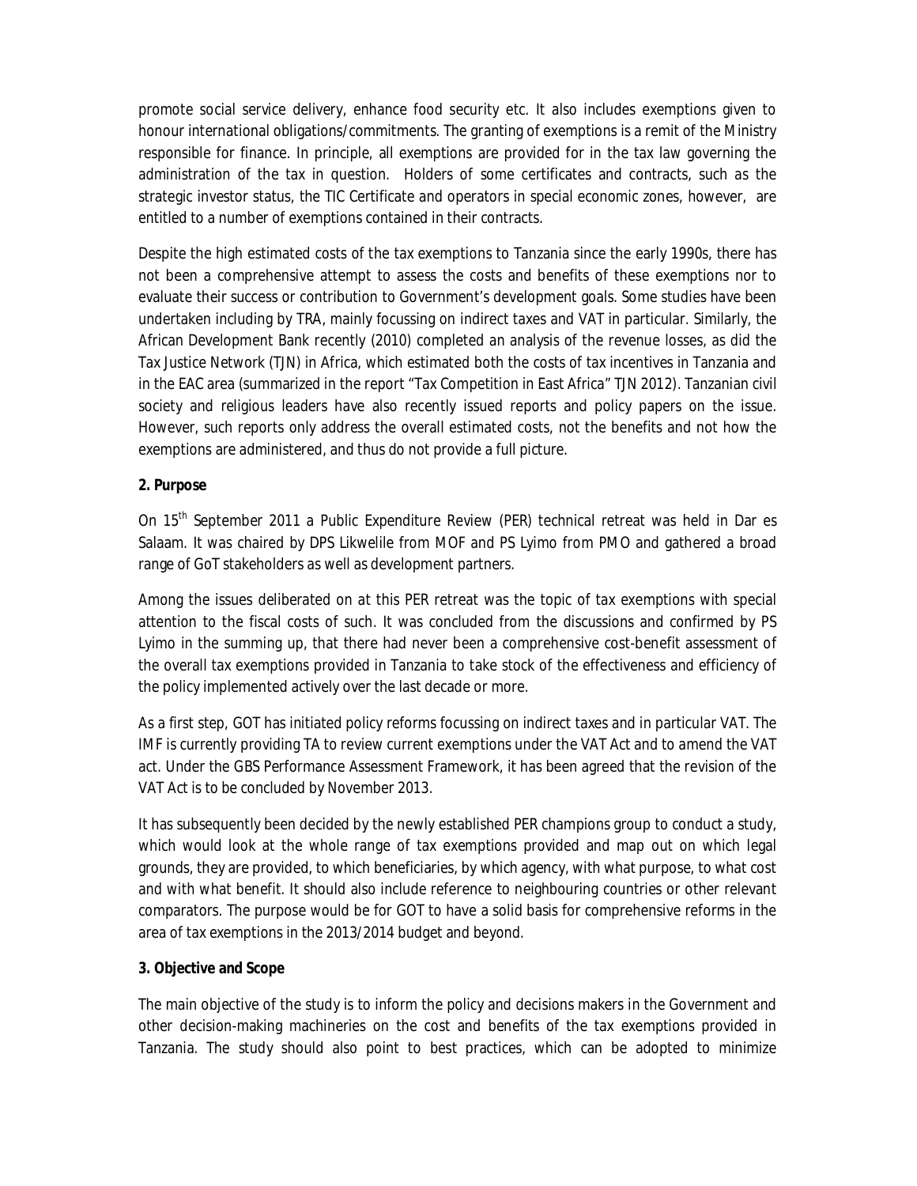promote social service delivery, enhance food security etc. It also includes exemptions given to honour international obligations/commitments. The granting of exemptions is a remit of the Ministry responsible for finance. In principle, all exemptions are provided for in the tax law governing the administration of the tax in question. Holders of some certificates and contracts, such as the strategic investor status, the TIC Certificate and operators in special economic zones, however, are entitled to a number of exemptions contained in their contracts.

Despite the high estimated costs of the tax exemptions to Tanzania since the early 1990s, there has not been a comprehensive attempt to assess the costs and benefits of these exemptions nor to evaluate their success or contribution to Government's development goals. Some studies have been undertaken including by TRA, mainly focussing on indirect taxes and VAT in particular. Similarly, the African Development Bank recently (2010) completed an analysis of the revenue losses, as did the Tax Justice Network (TJN) in Africa, which estimated both the costs of tax incentives in Tanzania and in the EAC area (summarized in the report "Tax Competition in East Africa" TJN 2012). Tanzanian civil society and religious leaders have also recently issued reports and policy papers on the issue. However, such reports only address the overall estimated costs, not the benefits and not how the exemptions are administered, and thus do not provide a full picture.

**2. Purpose**

On 15th September 2011 a Public Expenditure Review (PER) technical retreat was held in Dar es Salaam. It was chaired by DPS Likwelile from MOF and PS Lyimo from PMO and gathered a broad range of GoT stakeholders as well as development partners.

Among the issues deliberated on at this PER retreat was the topic of tax exemptions with special attention to the fiscal costs of such. It was concluded from the discussions and confirmed by PS Lyimo in the summing up, that there had never been a comprehensive cost-benefit assessment of the overall tax exemptions provided in Tanzania to take stock of the effectiveness and efficiency of the policy implemented actively over the last decade or more.

As a first step, GOT has initiated policy reforms focussing on indirect taxes and in particular VAT. The IMF is currently providing TA to review current exemptions under the VAT Act and to amend the VAT act. Under the GBS Performance Assessment Framework, it has been agreed that the revision of the VAT Act is to be concluded by November 2013.

It has subsequently been decided by the newly established PER champions group to conduct a study, which would look at the whole range of tax exemptions provided and map out on which legal grounds, they are provided, to which beneficiaries, by which agency, with what purpose, to what cost and with what benefit. It should also include reference to neighbouring countries or other relevant comparators. The purpose would be for GOT to have a solid basis for comprehensive reforms in the area of tax exemptions in the 2013/2014 budget and beyond.

**3. Objective and Scope**

The main objective of the study is to inform the policy and decisions makers in the Government and other decision-making machineries on the cost and benefits of the tax exemptions provided in Tanzania. The study should also point to best practices, which can be adopted to minimize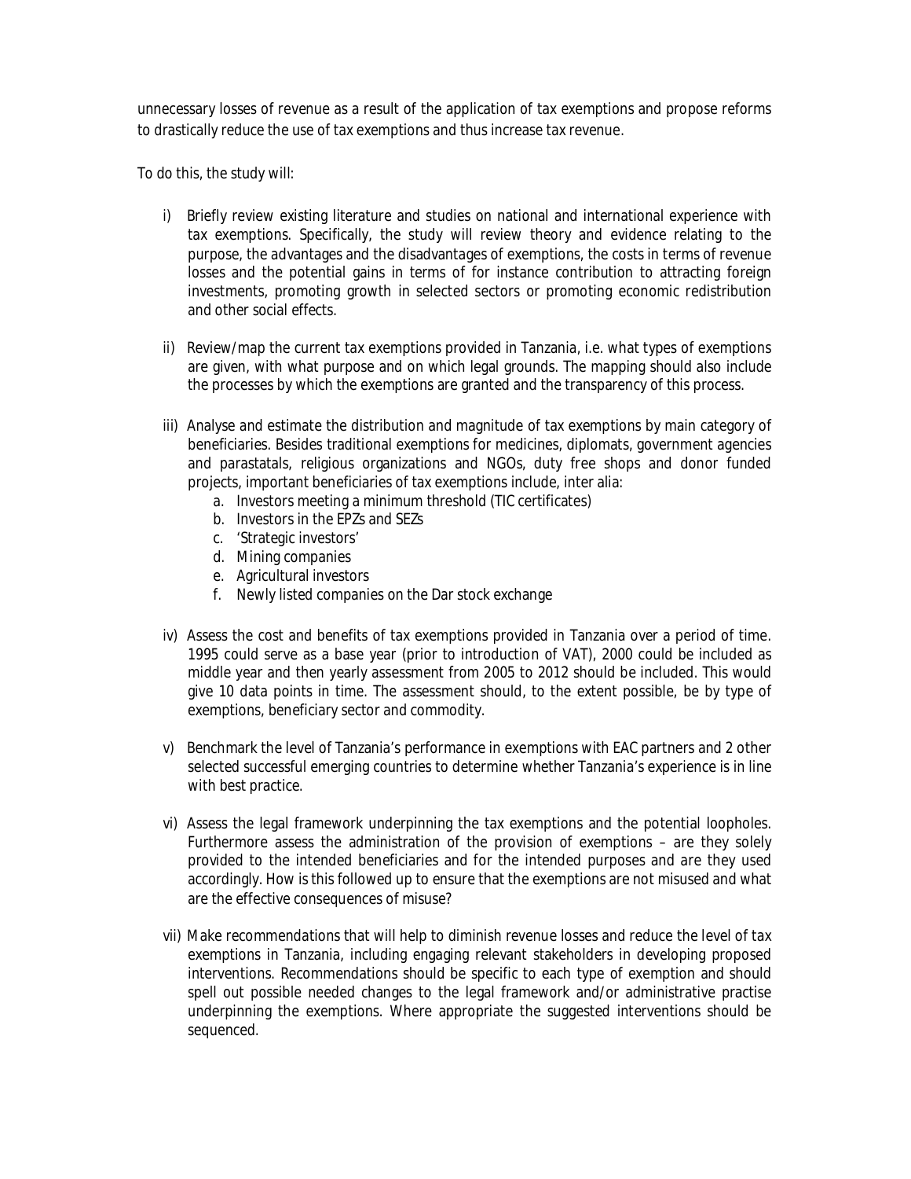unnecessary losses of revenue as a result of the application of tax exemptions and propose reforms to drastically reduce the use of tax exemptions and thus increase tax revenue.

To do this, the study will:

i) Briefly review existing literature and studies on national and international experience with tax exemptions. Specifically, the study will review theory and evidence relating to the purpose, the advantages and the disadvantages of exemptions, the costs in terms of revenue losses and the potential gains in terms of for instance contribution to attracting foreign investments, promoting growth in selected sectors or promoting economic redistribution and other social effects.

ii) Review/map the current tax exemptions provided in Tanzania, i.e. what types of exemptions are given, with what purpose and on which legal grounds. The mapping should also include the processes by which the exemptions are granted and the transparency of this process.

iii) Analyse and estimate the distribution and magnitude of tax exemptions by main category of beneficiaries. Besides traditional exemptions for medicines, diplomats, government agencies and parastatals, religious organizations and NGOs, duty free shops and donor funded projects, important beneficiaries of tax exemptions include, inter alia:
   a. Investors meeting a minimum threshold (TIC certificates)
   b. Investors in the EPZs and SEZs
   c. 'Strategic investors'
   d. Mining companies
   e. Agricultural investors
   f. Newly listed companies on the Dar stock exchange

iv) Assess the cost and benefits of tax exemptions provided in Tanzania over a period of time. 1995 could serve as a base year (prior to introduction of VAT), 2000 could be included as middle year and then yearly assessment from 2005 to 2012 should be included. This would give 10 data points in time. The assessment should, to the extent possible, be by type of exemptions, beneficiary sector and commodity.

v) Benchmark the level of Tanzania's performance in exemptions with EAC partners and 2 other selected successful emerging countries to determine whether Tanzania's experience is in line with best practice.

vi) Assess the legal framework underpinning the tax exemptions and the potential loopholes. Furthermore assess the administration of the provision of exemptions – are they solely provided to the intended beneficiaries and for the intended purposes and are they used accordingly. How is this followed up to ensure that the exemptions are not misused and what are the effective consequences of misuse?

vii) Make recommendations that will help to diminish revenue losses and reduce the level of tax exemptions in Tanzania, including engaging relevant stakeholders in developing proposed interventions. Recommendations should be specific to each type of exemption and should spell out possible needed changes to the legal framework and/or administrative practise underpinning the exemptions. Where appropriate the suggested interventions should be sequenced.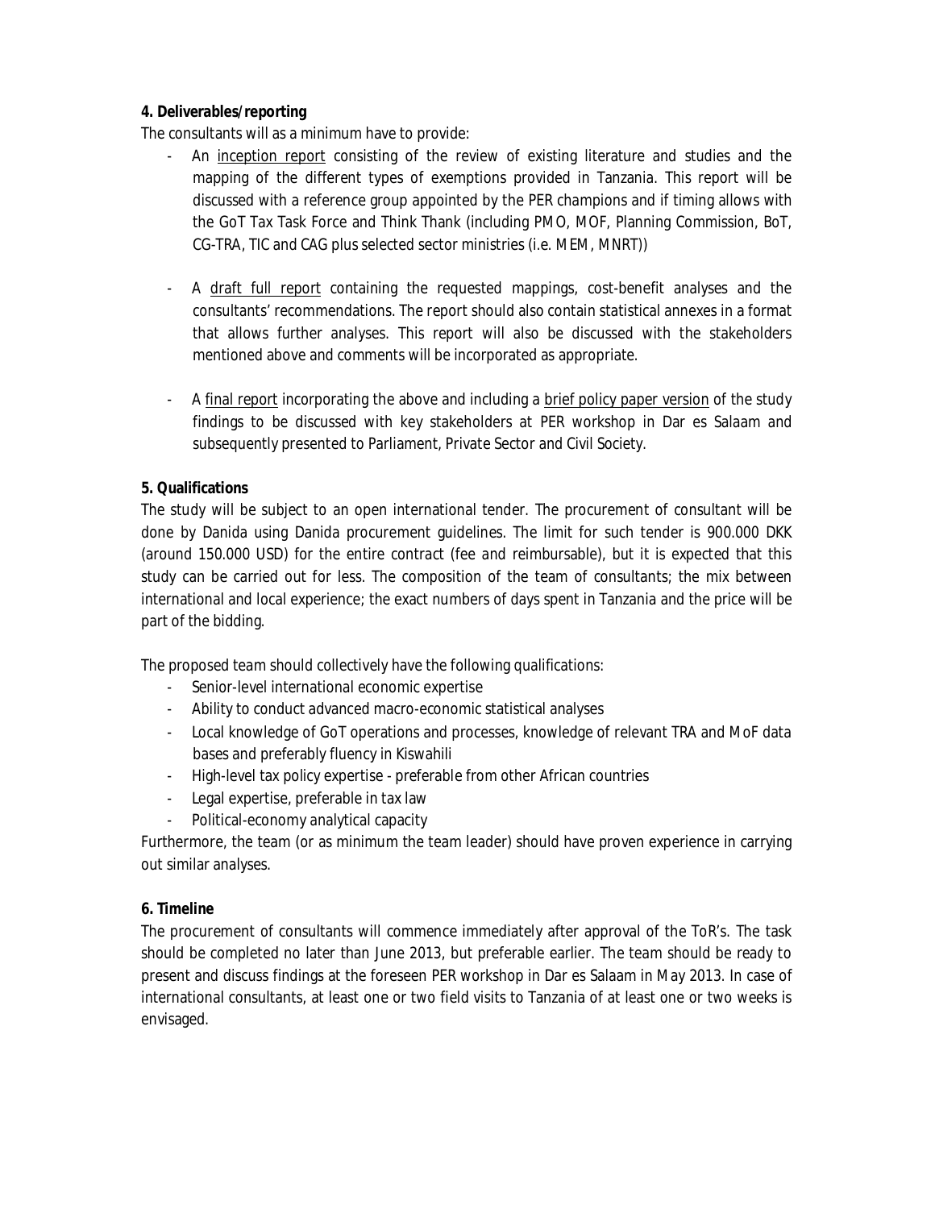**4. Deliverables/reporting**

The consultants will as a minimum have to provide:

- An inception report consisting of the review of existing literature and studies and the mapping of the different types of exemptions provided in Tanzania. This report will be discussed with a reference group appointed by the PER champions and if timing allows with the GoT Tax Task Force and Think Thank (including PMO, MOF, Planning Commission, BoT, CG-TRA, TIC and CAG plus selected sector ministries (i.e. MEM, MNRT))

- A draft full report containing the requested mappings, cost-benefit analyses and the consultants' recommendations. The report should also contain statistical annexes in a format that allows further analyses. This report will also be discussed with the stakeholders mentioned above and comments will be incorporated as appropriate.

- A final report incorporating the above and including a brief policy paper version of the study findings to be discussed with key stakeholders at PER workshop in Dar es Salaam and subsequently presented to Parliament, Private Sector and Civil Society.

**5. Qualifications**

The study will be subject to an open international tender. The procurement of consultant will be done by Danida using Danida procurement guidelines. The limit for such tender is 900.000 DKK (around 150.000 USD) for the entire contract (fee and reimbursable), but it is expected that this study can be carried out for less. The composition of the team of consultants; the mix between international and local experience; the exact numbers of days spent in Tanzania and the price will be part of the bidding.

The proposed team should collectively have the following qualifications:

- Senior-level international economic expertise
- Ability to conduct advanced macro-economic statistical analyses
- Local knowledge of GoT operations and processes, knowledge of relevant TRA and MoF data bases and preferably fluency in Kiswahili
- High-level tax policy expertise - preferable from other African countries
- Legal expertise, preferable in tax law
- Political-economy analytical capacity

Furthermore, the team (or as minimum the team leader) should have proven experience in carrying out similar analyses.

**6. Timeline**

The procurement of consultants will commence immediately after approval of the ToR's. The task should be completed no later than June 2013, but preferable earlier. The team should be ready to present and discuss findings at the foreseen PER workshop in Dar es Salaam in May 2013. In case of international consultants, at least one or two field visits to Tanzania of at least one or two weeks is envisaged.